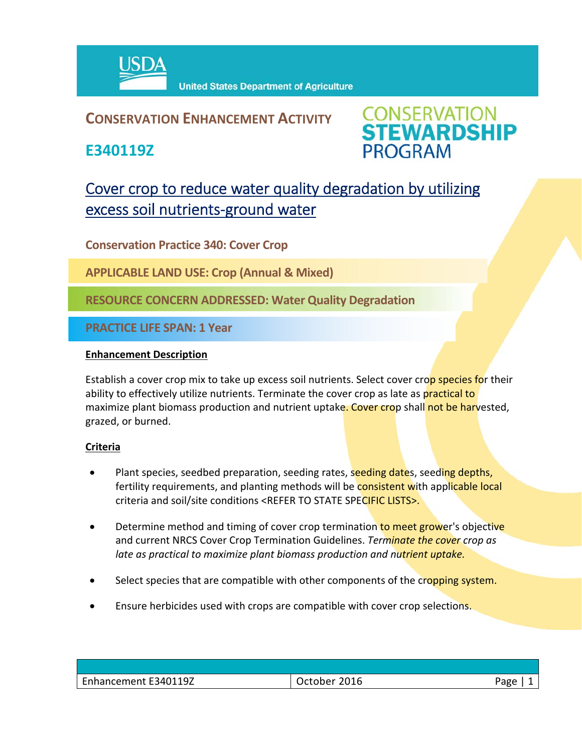United States Department of Agriculture

**CONSERVATION ENHANCEMENT ACTIVITY**

**E340119Z**

CONSERVATION STEWARDSHIP PROGRAM

# Cover crop to reduce water quality degradation by utilizing excess soil nutrients-ground water

**Conservation Practice 340: Cover Crop**

**APPLICABLE LAND USE: Crop (Annual & Mixed)**

**RESOURCE CONCERN ADDRESSED: Water Quality Degradation**

**PRACTICE LIFE SPAN: 1 Year**

## Enhancement Description

Establish a cover crop mix to take up excess soil nutrients. Select cover crop species for their ability to effectively utilize nutrients. Terminate the cover crop as late as practical to maximize plant biomass production and nutrient uptake. Cover crop shall not be harvested, grazed, or burned.

## Criteria

- Plant species, seedbed preparation, seeding rates, seeding dates, seeding depths, fertility requirements, and planting methods will be consistent with applicable local criteria and soil/site conditions <REFER TO STATE SPECIFIC LISTS>.
- Determine method and timing of cover crop termination to meet grower's objective and current NRCS Cover Crop Termination Guidelines. *Terminate the cover crop as late as practical to maximize plant biomass production and nutrient uptake.*
- Select species that are compatible with other components of the cropping system.
- Ensure herbicides used with crops are compatible with cover crop selections.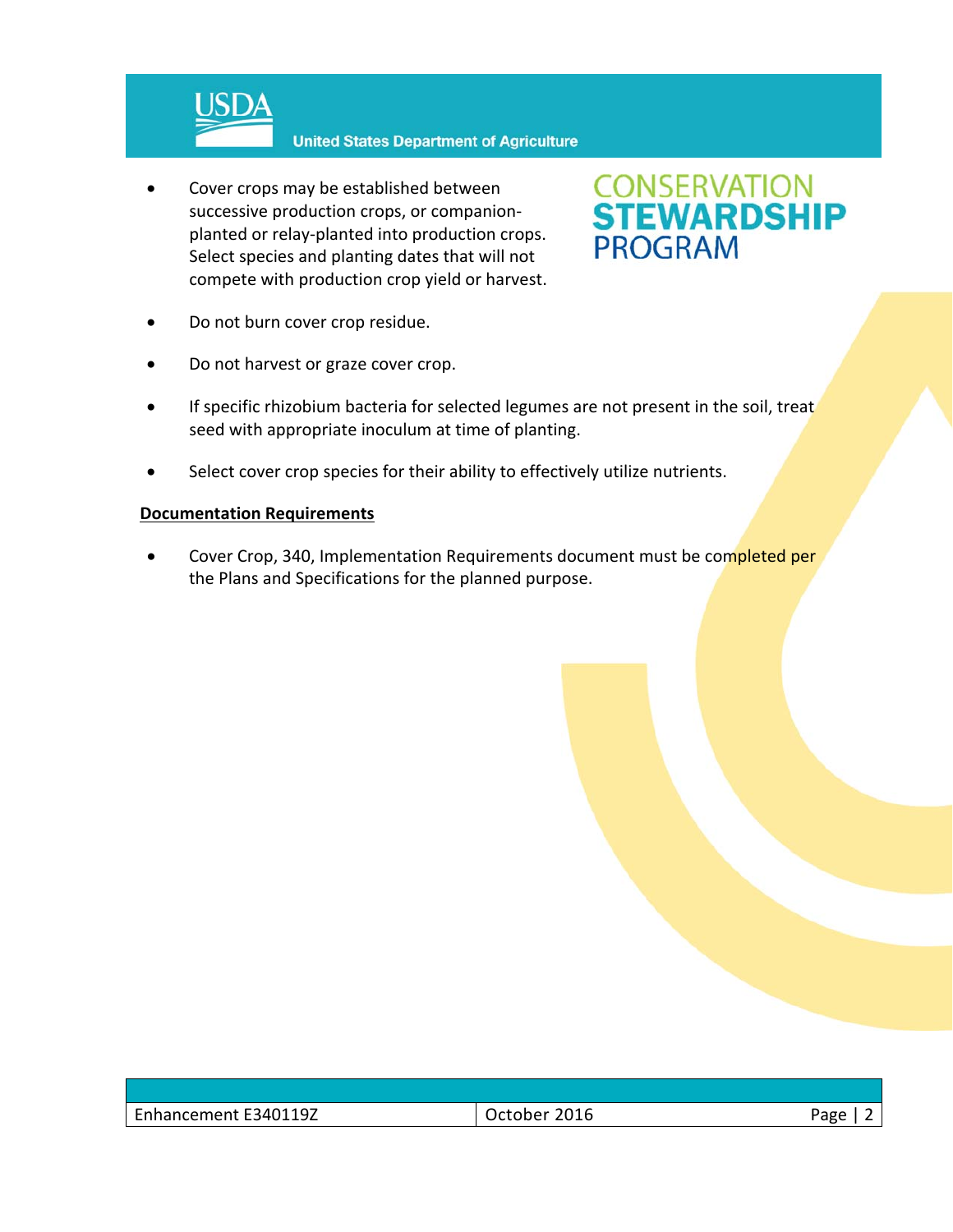- Cover crops may be established between successive production crops, or companion-planted or relay-planted into production crops. Select species and planting dates that will not compete with production crop yield or harvest.
- Do not burn cover crop residue.
- Do not harvest or graze cover crop.
- If specific rhizobium bacteria for selected legumes are not present in the soil, treat seed with appropriate inoculum at time of planting.
- Select cover crop species for their ability to effectively utilize nutrients.

**Documentation Requirements**

- Cover Crop, 340, Implementation Requirements document must be completed per the Plans and Specifications for the planned purpose.